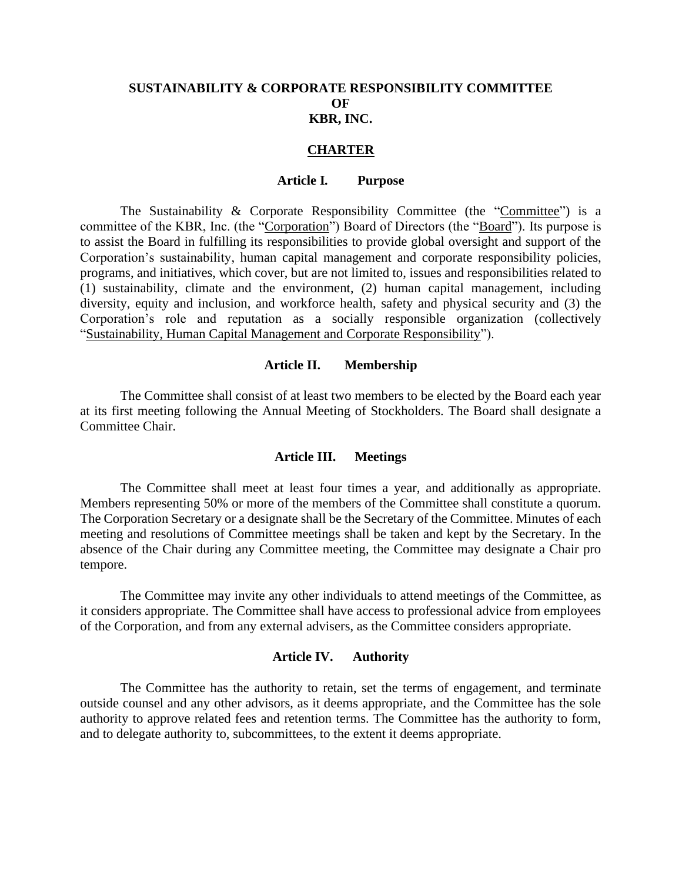# SUSTAINABILITY & CORPORATE RESPONSIBILITY COMMITTEE OF KBR, INC.

## CHARTER

### Article I. Purpose

The Sustainability & Corporate Responsibility Committee (the "Committee") is a committee of the KBR, Inc. (the "Corporation") Board of Directors (the "Board"). Its purpose is to assist the Board in fulfilling its responsibilities to provide global oversight and support of the Corporation's sustainability, human capital management and corporate responsibility policies, programs, and initiatives, which cover, but are not limited to, issues and responsibilities related to (1) sustainability, climate and the environment, (2) human capital management, including diversity, equity and inclusion, and workforce health, safety and physical security and (3) the Corporation's role and reputation as a socially responsible organization (collectively "Sustainability, Human Capital Management and Corporate Responsibility").

### Article II. Membership

The Committee shall consist of at least two members to be elected by the Board each year at its first meeting following the Annual Meeting of Stockholders. The Board shall designate a Committee Chair.

### Article III. Meetings

The Committee shall meet at least four times a year, and additionally as appropriate. Members representing 50% or more of the members of the Committee shall constitute a quorum. The Corporation Secretary or a designate shall be the Secretary of the Committee. Minutes of each meeting and resolutions of Committee meetings shall be taken and kept by the Secretary. In the absence of the Chair during any Committee meeting, the Committee may designate a Chair pro tempore.

The Committee may invite any other individuals to attend meetings of the Committee, as it considers appropriate. The Committee shall have access to professional advice from employees of the Corporation, and from any external advisers, as the Committee considers appropriate.

### Article IV. Authority

The Committee has the authority to retain, set the terms of engagement, and terminate outside counsel and any other advisors, as it deems appropriate, and the Committee has the sole authority to approve related fees and retention terms. The Committee has the authority to form, and to delegate authority to, subcommittees, to the extent it deems appropriate.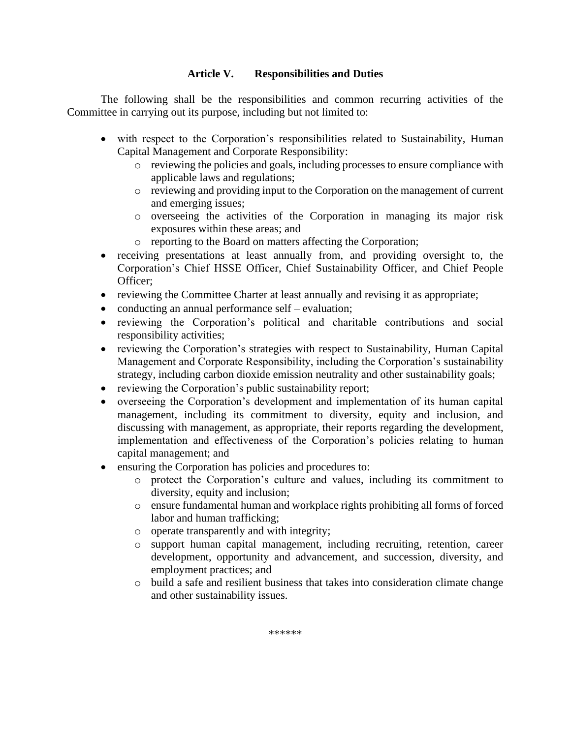## Article V. Responsibilities and Duties

The following shall be the responsibilities and common recurring activities of the Committee in carrying out its purpose, including but not limited to:

- with respect to the Corporation's responsibilities related to Sustainability, Human Capital Management and Corporate Responsibility:
  - reviewing the policies and goals, including processes to ensure compliance with applicable laws and regulations;
  - reviewing and providing input to the Corporation on the management of current and emerging issues;
  - overseeing the activities of the Corporation in managing its major risk exposures within these areas; and
  - reporting to the Board on matters affecting the Corporation;
- receiving presentations at least annually from, and providing oversight to, the Corporation's Chief HSSE Officer, Chief Sustainability Officer, and Chief People Officer;
- reviewing the Committee Charter at least annually and revising it as appropriate;
- conducting an annual performance self – evaluation;
- reviewing the Corporation's political and charitable contributions and social responsibility activities;
- reviewing the Corporation's strategies with respect to Sustainability, Human Capital Management and Corporate Responsibility, including the Corporation's sustainability strategy, including carbon dioxide emission neutrality and other sustainability goals;
- reviewing the Corporation's public sustainability report;
- overseeing the Corporation's development and implementation of its human capital management, including its commitment to diversity, equity and inclusion, and discussing with management, as appropriate, their reports regarding the development, implementation and effectiveness of the Corporation's policies relating to human capital management; and
- ensuring the Corporation has policies and procedures to:
  - protect the Corporation's culture and values, including its commitment to diversity, equity and inclusion;
  - ensure fundamental human and workplace rights prohibiting all forms of forced labor and human trafficking;
  - operate transparently and with integrity;
  - support human capital management, including recruiting, retention, career development, opportunity and advancement, and succession, diversity, and employment practices; and
  - build a safe and resilient business that takes into consideration climate change and other sustainability issues.

******